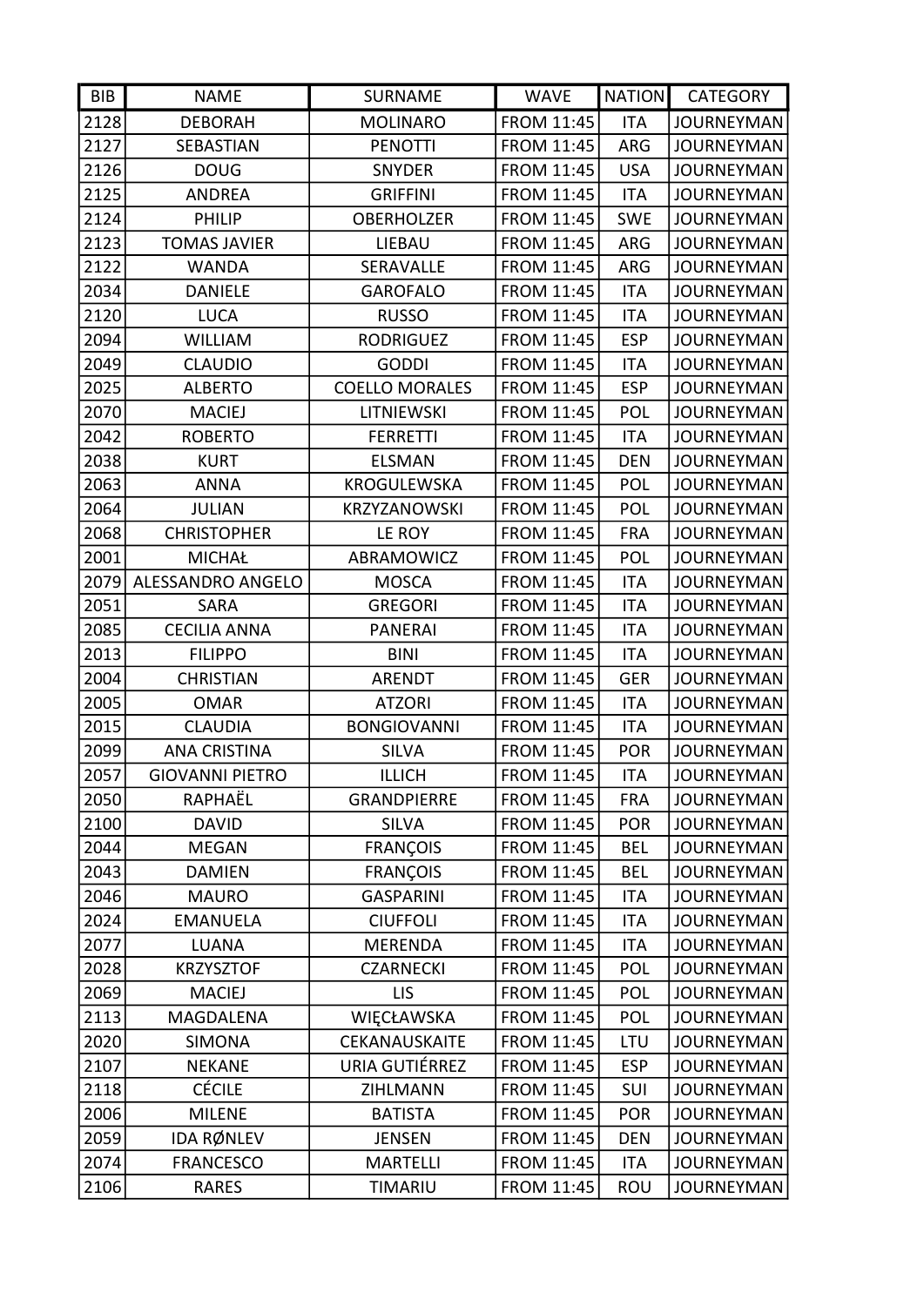| BIB | NAME | SURNAME | WAVE | NATION | CATEGORY |
|---|---|---|---|---|---|
| 2128 | DEBORAH | MOLINARO | FROM 11:45 | ITA | JOURNEYMAN |
| 2127 | SEBASTIAN | PENOTTI | FROM 11:45 | ARG | JOURNEYMAN |
| 2126 | DOUG | SNYDER | FROM 11:45 | USA | JOURNEYMAN |
| 2125 | ANDREA | GRIFFINI | FROM 11:45 | ITA | JOURNEYMAN |
| 2124 | PHILIP | OBERHOLZER | FROM 11:45 | SWE | JOURNEYMAN |
| 2123 | TOMAS JAVIER | LIEBAU | FROM 11:45 | ARG | JOURNEYMAN |
| 2122 | WANDA | SERAVALLE | FROM 11:45 | ARG | JOURNEYMAN |
| 2034 | DANIELE | GAROFALO | FROM 11:45 | ITA | JOURNEYMAN |
| 2120 | LUCA | RUSSO | FROM 11:45 | ITA | JOURNEYMAN |
| 2094 | WILLIAM | RODRIGUEZ | FROM 11:45 | ESP | JOURNEYMAN |
| 2049 | CLAUDIO | GODDI | FROM 11:45 | ITA | JOURNEYMAN |
| 2025 | ALBERTO | COELLO MORALES | FROM 11:45 | ESP | JOURNEYMAN |
| 2070 | MACIEJ | LITNIEWSKI | FROM 11:45 | POL | JOURNEYMAN |
| 2042 | ROBERTO | FERRETTI | FROM 11:45 | ITA | JOURNEYMAN |
| 2038 | KURT | ELSMAN | FROM 11:45 | DEN | JOURNEYMAN |
| 2063 | ANNA | KROGULEWSKA | FROM 11:45 | POL | JOURNEYMAN |
| 2064 | JULIAN | KRZYZANOWSKI | FROM 11:45 | POL | JOURNEYMAN |
| 2068 | CHRISTOPHER | LE ROY | FROM 11:45 | FRA | JOURNEYMAN |
| 2001 | MICHAŁ | ABRAMOWICZ | FROM 11:45 | POL | JOURNEYMAN |
| 2079 | ALESSANDRO ANGELO | MOSCA | FROM 11:45 | ITA | JOURNEYMAN |
| 2051 | SARA | GREGORI | FROM 11:45 | ITA | JOURNEYMAN |
| 2085 | CECILIA ANNA | PANERAI | FROM 11:45 | ITA | JOURNEYMAN |
| 2013 | FILIPPO | BINI | FROM 11:45 | ITA | JOURNEYMAN |
| 2004 | CHRISTIAN | ARENDT | FROM 11:45 | GER | JOURNEYMAN |
| 2005 | OMAR | ATZORI | FROM 11:45 | ITA | JOURNEYMAN |
| 2015 | CLAUDIA | BONGIOVANNI | FROM 11:45 | ITA | JOURNEYMAN |
| 2099 | ANA CRISTINA | SILVA | FROM 11:45 | POR | JOURNEYMAN |
| 2057 | GIOVANNI PIETRO | ILLICH | FROM 11:45 | ITA | JOURNEYMAN |
| 2050 | RAPHAËL | GRANDPIERRE | FROM 11:45 | FRA | JOURNEYMAN |
| 2100 | DAVID | SILVA | FROM 11:45 | POR | JOURNEYMAN |
| 2044 | MEGAN | FRANÇOIS | FROM 11:45 | BEL | JOURNEYMAN |
| 2043 | DAMIEN | FRANÇOIS | FROM 11:45 | BEL | JOURNEYMAN |
| 2046 | MAURO | GASPARINI | FROM 11:45 | ITA | JOURNEYMAN |
| 2024 | EMANUELA | CIUFFOLI | FROM 11:45 | ITA | JOURNEYMAN |
| 2077 | LUANA | MERENDA | FROM 11:45 | ITA | JOURNEYMAN |
| 2028 | KRZYSZTOF | CZARNECKI | FROM 11:45 | POL | JOURNEYMAN |
| 2069 | MACIEJ | LIS | FROM 11:45 | POL | JOURNEYMAN |
| 2113 | MAGDALENA | WIĘCŁAWSKA | FROM 11:45 | POL | JOURNEYMAN |
| 2020 | SIMONA | CEKANAUSKAITE | FROM 11:45 | LTU | JOURNEYMAN |
| 2107 | NEKANE | URIA GUTIÉRREZ | FROM 11:45 | ESP | JOURNEYMAN |
| 2118 | CÉCILE | ZIHLMANN | FROM 11:45 | SUI | JOURNEYMAN |
| 2006 | MILENE | BATISTA | FROM 11:45 | POR | JOURNEYMAN |
| 2059 | IDA RØNLEV | JENSEN | FROM 11:45 | DEN | JOURNEYMAN |
| 2074 | FRANCESCO | MARTELLI | FROM 11:45 | ITA | JOURNEYMAN |
| 2106 | RARES | TIMARIU | FROM 11:45 | ROU | JOURNEYMAN |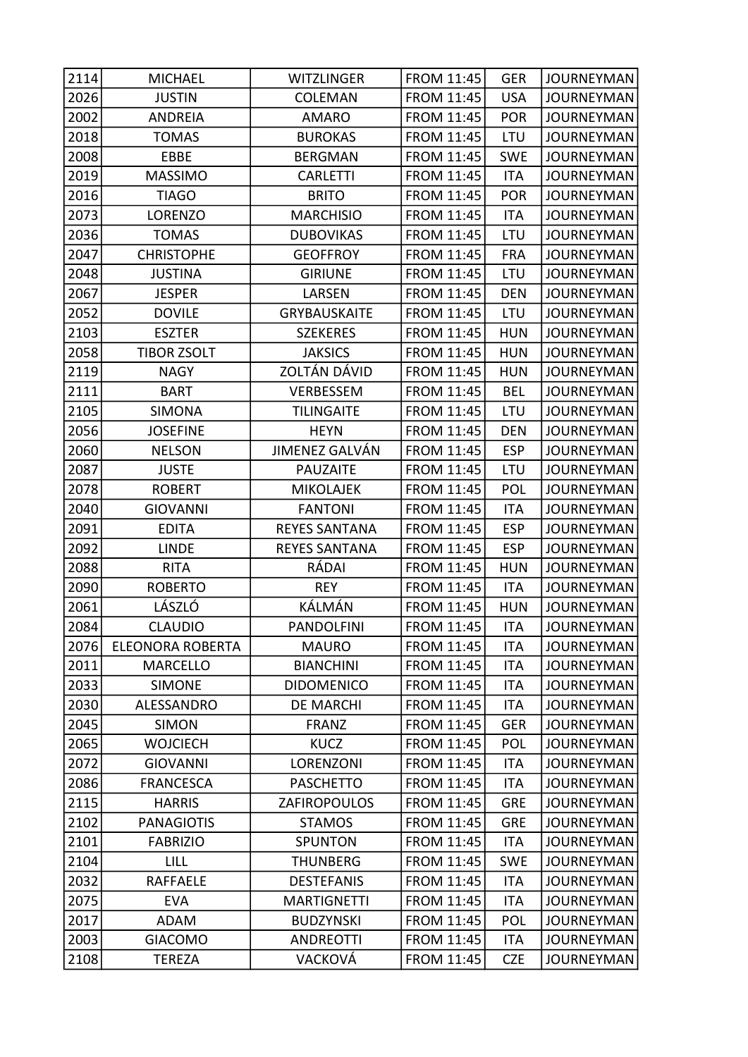| 2114 | MICHAEL | WITZLINGER | FROM 11:45 | GER | JOURNEYMAN |
|---|---|---|---|---|---|
| 2026 | JUSTIN | COLEMAN | FROM 11:45 | USA | JOURNEYMAN |
| 2002 | ANDREIA | AMARO | FROM 11:45 | POR | JOURNEYMAN |
| 2018 | TOMAS | BUROKAS | FROM 11:45 | LTU | JOURNEYMAN |
| 2008 | EBBE | BERGMAN | FROM 11:45 | SWE | JOURNEYMAN |
| 2019 | MASSIMO | CARLETTI | FROM 11:45 | ITA | JOURNEYMAN |
| 2016 | TIAGO | BRITO | FROM 11:45 | POR | JOURNEYMAN |
| 2073 | LORENZO | MARCHISIO | FROM 11:45 | ITA | JOURNEYMAN |
| 2036 | TOMAS | DUBOVIKAS | FROM 11:45 | LTU | JOURNEYMAN |
| 2047 | CHRISTOPHE | GEOFFROY | FROM 11:45 | FRA | JOURNEYMAN |
| 2048 | JUSTINA | GIRIUNE | FROM 11:45 | LTU | JOURNEYMAN |
| 2067 | JESPER | LARSEN | FROM 11:45 | DEN | JOURNEYMAN |
| 2052 | DOVILE | GRYBAUSKAITE | FROM 11:45 | LTU | JOURNEYMAN |
| 2103 | ESZTER | SZEKERES | FROM 11:45 | HUN | JOURNEYMAN |
| 2058 | TIBOR ZSOLT | JAKSICS | FROM 11:45 | HUN | JOURNEYMAN |
| 2119 | NAGY | ZOLTÁN DÁVID | FROM 11:45 | HUN | JOURNEYMAN |
| 2111 | BART | VERBESSEM | FROM 11:45 | BEL | JOURNEYMAN |
| 2105 | SIMONA | TILINGAITE | FROM 11:45 | LTU | JOURNEYMAN |
| 2056 | JOSEFINE | HEYN | FROM 11:45 | DEN | JOURNEYMAN |
| 2060 | NELSON | JIMENEZ GALVÁN | FROM 11:45 | ESP | JOURNEYMAN |
| 2087 | JUSTE | PAUZAITE | FROM 11:45 | LTU | JOURNEYMAN |
| 2078 | ROBERT | MIKOLAJEK | FROM 11:45 | POL | JOURNEYMAN |
| 2040 | GIOVANNI | FANTONI | FROM 11:45 | ITA | JOURNEYMAN |
| 2091 | EDITA | REYES SANTANA | FROM 11:45 | ESP | JOURNEYMAN |
| 2092 | LINDE | REYES SANTANA | FROM 11:45 | ESP | JOURNEYMAN |
| 2088 | RITA | RÁDAI | FROM 11:45 | HUN | JOURNEYMAN |
| 2090 | ROBERTO | REY | FROM 11:45 | ITA | JOURNEYMAN |
| 2061 | LÁSZLÓ | KÁLMÁN | FROM 11:45 | HUN | JOURNEYMAN |
| 2084 | CLAUDIO | PANDOLFINI | FROM 11:45 | ITA | JOURNEYMAN |
| 2076 | ELEONORA ROBERTA | MAURO | FROM 11:45 | ITA | JOURNEYMAN |
| 2011 | MARCELLO | BIANCHINI | FROM 11:45 | ITA | JOURNEYMAN |
| 2033 | SIMONE | DIDOMENICO | FROM 11:45 | ITA | JOURNEYMAN |
| 2030 | ALESSANDRO | DE MARCHI | FROM 11:45 | ITA | JOURNEYMAN |
| 2045 | SIMON | FRANZ | FROM 11:45 | GER | JOURNEYMAN |
| 2065 | WOJCIECH | KUCZ | FROM 11:45 | POL | JOURNEYMAN |
| 2072 | GIOVANNI | LORENZONI | FROM 11:45 | ITA | JOURNEYMAN |
| 2086 | FRANCESCA | PASCHETTO | FROM 11:45 | ITA | JOURNEYMAN |
| 2115 | HARRIS | ZAFIROPOULOS | FROM 11:45 | GRE | JOURNEYMAN |
| 2102 | PANAGIOTIS | STAMOS | FROM 11:45 | GRE | JOURNEYMAN |
| 2101 | FABRIZIO | SPUNTON | FROM 11:45 | ITA | JOURNEYMAN |
| 2104 | LILL | THUNBERG | FROM 11:45 | SWE | JOURNEYMAN |
| 2032 | RAFFAELE | DESTEFANIS | FROM 11:45 | ITA | JOURNEYMAN |
| 2075 | EVA | MARTIGNETTI | FROM 11:45 | ITA | JOURNEYMAN |
| 2017 | ADAM | BUDZYNSKI | FROM 11:45 | POL | JOURNEYMAN |
| 2003 | GIACOMO | ANDREOTTI | FROM 11:45 | ITA | JOURNEYMAN |
| 2108 | TEREZA | VACKOVÁ | FROM 11:45 | CZE | JOURNEYMAN |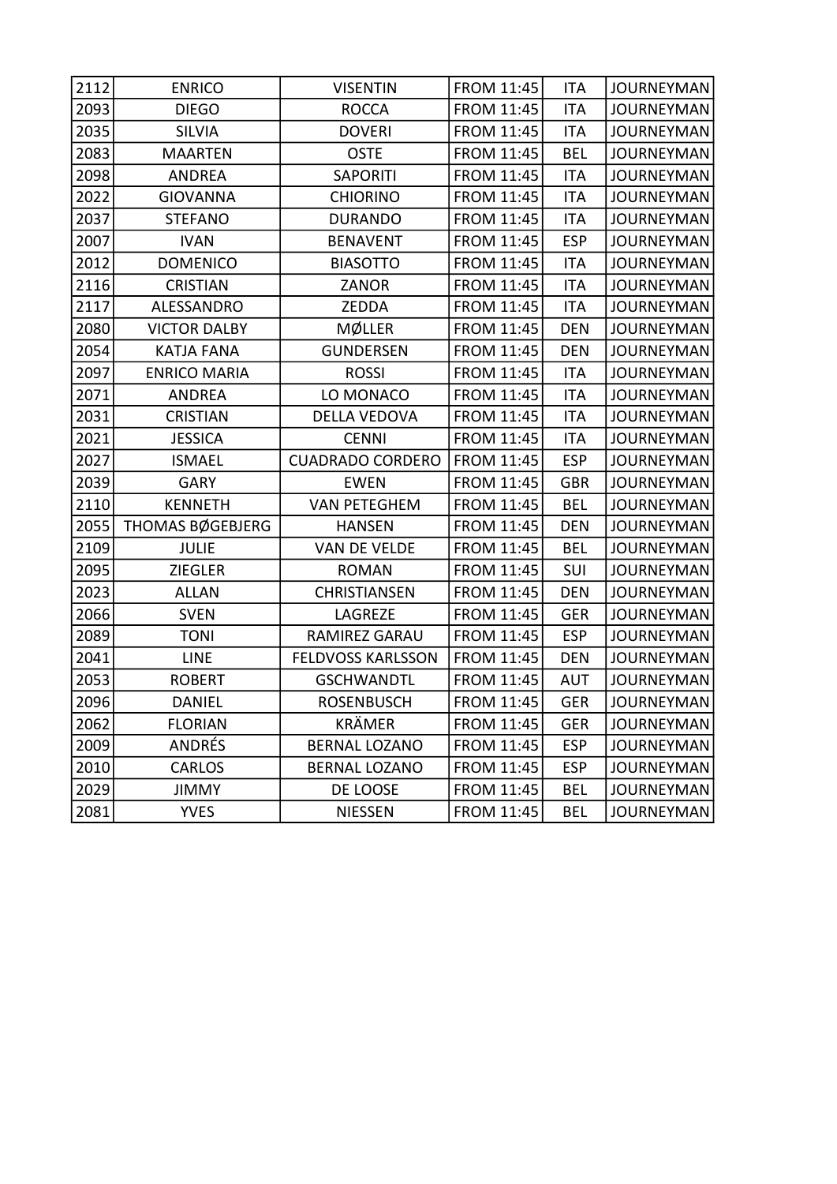| | | | | | |
|---|---|---|---|---|---|
| 2112 | ENRICO | VISENTIN | FROM 11:45 | ITA | JOURNEYMAN |
| 2093 | DIEGO | ROCCA | FROM 11:45 | ITA | JOURNEYMAN |
| 2035 | SILVIA | DOVERI | FROM 11:45 | ITA | JOURNEYMAN |
| 2083 | MAARTEN | OSTE | FROM 11:45 | BEL | JOURNEYMAN |
| 2098 | ANDREA | SAPORITI | FROM 11:45 | ITA | JOURNEYMAN |
| 2022 | GIOVANNA | CHIORINO | FROM 11:45 | ITA | JOURNEYMAN |
| 2037 | STEFANO | DURANDO | FROM 11:45 | ITA | JOURNEYMAN |
| 2007 | IVAN | BENAVENT | FROM 11:45 | ESP | JOURNEYMAN |
| 2012 | DOMENICO | BIASOTTO | FROM 11:45 | ITA | JOURNEYMAN |
| 2116 | CRISTIAN | ZANOR | FROM 11:45 | ITA | JOURNEYMAN |
| 2117 | ALESSANDRO | ZEDDA | FROM 11:45 | ITA | JOURNEYMAN |
| 2080 | VICTOR DALBY | MØLLER | FROM 11:45 | DEN | JOURNEYMAN |
| 2054 | KATJA FANA | GUNDERSEN | FROM 11:45 | DEN | JOURNEYMAN |
| 2097 | ENRICO MARIA | ROSSI | FROM 11:45 | ITA | JOURNEYMAN |
| 2071 | ANDREA | LO MONACO | FROM 11:45 | ITA | JOURNEYMAN |
| 2031 | CRISTIAN | DELLA VEDOVA | FROM 11:45 | ITA | JOURNEYMAN |
| 2021 | JESSICA | CENNI | FROM 11:45 | ITA | JOURNEYMAN |
| 2027 | ISMAEL | CUADRADO CORDERO | FROM 11:45 | ESP | JOURNEYMAN |
| 2039 | GARY | EWEN | FROM 11:45 | GBR | JOURNEYMAN |
| 2110 | KENNETH | VAN PETEGHEM | FROM 11:45 | BEL | JOURNEYMAN |
| 2055 | THOMAS BØGEBJERG | HANSEN | FROM 11:45 | DEN | JOURNEYMAN |
| 2109 | JULIE | VAN DE VELDE | FROM 11:45 | BEL | JOURNEYMAN |
| 2095 | ZIEGLER | ROMAN | FROM 11:45 | SUI | JOURNEYMAN |
| 2023 | ALLAN | CHRISTIANSEN | FROM 11:45 | DEN | JOURNEYMAN |
| 2066 | SVEN | LAGREZE | FROM 11:45 | GER | JOURNEYMAN |
| 2089 | TONI | RAMIREZ GARAU | FROM 11:45 | ESP | JOURNEYMAN |
| 2041 | LINE | FELDVOSS KARLSSON | FROM 11:45 | DEN | JOURNEYMAN |
| 2053 | ROBERT | GSCHWANDTL | FROM 11:45 | AUT | JOURNEYMAN |
| 2096 | DANIEL | ROSENBUSCH | FROM 11:45 | GER | JOURNEYMAN |
| 2062 | FLORIAN | KRÄMER | FROM 11:45 | GER | JOURNEYMAN |
| 2009 | ANDRÉS | BERNAL LOZANO | FROM 11:45 | ESP | JOURNEYMAN |
| 2010 | CARLOS | BERNAL LOZANO | FROM 11:45 | ESP | JOURNEYMAN |
| 2029 | JIMMY | DE LOOSE | FROM 11:45 | BEL | JOURNEYMAN |
| 2081 | YVES | NIESSEN | FROM 11:45 | BEL | JOURNEYMAN |